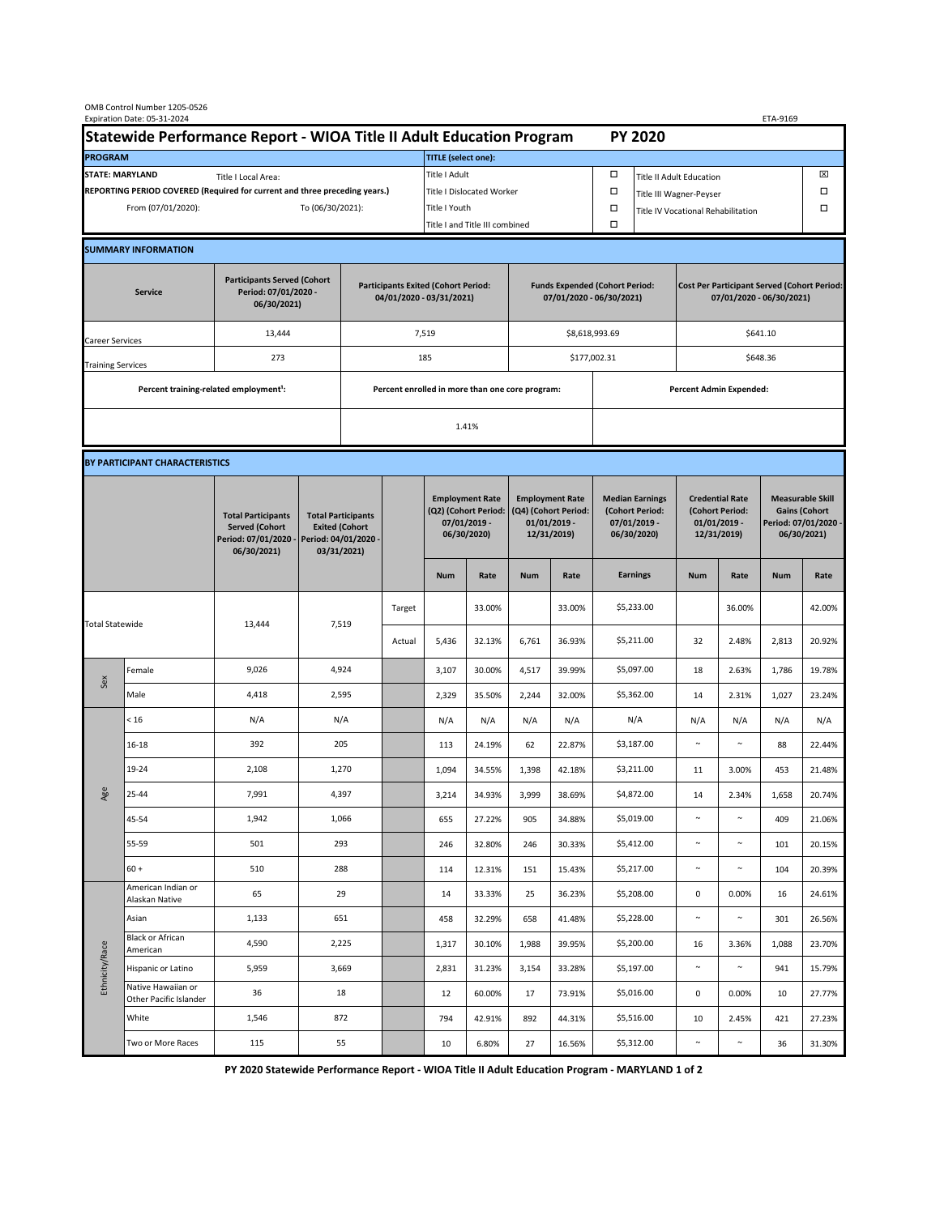OMB Control Number 1205-0526
Expiration Date: 05-31-2024

ETA-9169

# Statewide Performance Report - WIOA Title II Adult Education Program PY 2020

| PROGRAM | | TITLE (select one): | | | |
|---|---|---|---|---|---|
| STATE: MARYLAND | Title I Local Area: | Title I Adult | ☐ | Title II Adult Education | ☒ |
| REPORTING PERIOD COVERED (Required for current and three preceding years.) | | Title I Dislocated Worker | ☐ | Title III Wagner-Peyser | ☐ |
| From (07/01/2020): | To (06/30/2021): | Title I Youth | ☐ | Title IV Vocational Rehabilitation | ☐ |
| | | Title I and Title III combined | ☐ | | |

## SUMMARY INFORMATION

| Service | Participants Served (Cohort Period: 07/01/2020 - 06/30/2021) | Participants Exited (Cohort Period: 04/01/2020 - 03/31/2021) | Funds Expended (Cohort Period: 07/01/2020 - 06/30/2021) | Cost Per Participant Served (Cohort Period: 07/01/2020 - 06/30/2021) |
|---|---|---|---|---|
| Career Services | 13,444 | 7,519 | $8,618,993.69 | $641.10 |
| Training Services | 273 | 185 | $177,002.31 | $648.36 |

| Percent training-related employment[1]: | Percent enrolled in more than one core program: | Percent Admin Expended: |
|---|---|---|
| | 1.41% | |

## BY PARTICIPANT CHARACTERISTICS

| | | Total Participants Served (Cohort Period: 07/01/2020 - 06/30/2021) | Total Participants Exited (Cohort Period: 04/01/2020 - 03/31/2021) | | Employment Rate (Q2) (Cohort Period: 07/01/2019 - 06/30/2020) | | Employment Rate (Q4) (Cohort Period: 01/01/2019 - 12/31/2019) | | Median Earnings (Cohort Period: 07/01/2019 - 06/30/2020) | Credential Rate (Cohort Period: 01/01/2019 - 12/31/2019) | | Measurable Skill Gains (Cohort Period: 07/01/2020 - 06/30/2021) | |
|---|---|---|---|---|---|---|---|---|---|---|---|---|---|
| | | | | | Num | Rate | Num | Rate | Earnings | Num | Rate | Num | Rate |
| Total Statewide | | 13,444 | 7,519 | Target | | 33.00% | | 33.00% | $5,233.00 | | 36.00% | | 42.00% |
| | | | | Actual | 5,436 | 32.13% | 6,761 | 36.93% | $5,211.00 | 32 | 2.48% | 2,813 | 20.92% |
| Sex | Female | 9,026 | 4,924 | | 3,107 | 30.00% | 4,517 | 39.99% | $5,097.00 | 18 | 2.63% | 1,786 | 19.78% |
| | Male | 4,418 | 2,595 | | 2,329 | 35.50% | 2,244 | 32.00% | $5,362.00 | 14 | 2.31% | 1,027 | 23.24% |
| Age | < 16 | N/A | N/A | | N/A | N/A | N/A | N/A | N/A | N/A | N/A | N/A | N/A |
| | 16-18 | 392 | 205 | | 113 | 24.19% | 62 | 22.87% | $3,187.00 | ~ | ~ | 88 | 22.44% |
| | 19-24 | 2,108 | 1,270 | | 1,094 | 34.55% | 1,398 | 42.18% | $3,211.00 | 11 | 3.00% | 453 | 21.48% |
| | 25-44 | 7,991 | 4,397 | | 3,214 | 34.93% | 3,999 | 38.69% | $4,872.00 | 14 | 2.34% | 1,658 | 20.74% |
| | 45-54 | 1,942 | 1,066 | | 655 | 27.22% | 905 | 34.88% | $5,019.00 | ~ | ~ | 409 | 21.06% |
| | 55-59 | 501 | 293 | | 246 | 32.80% | 246 | 30.33% | $5,412.00 | ~ | ~ | 101 | 20.15% |
| | 60 + | 510 | 288 | | 114 | 12.31% | 151 | 15.43% | $5,217.00 | ~ | ~ | 104 | 20.39% |
| Ethnicity/Race | American Indian or Alaskan Native | 65 | 29 | | 14 | 33.33% | 25 | 36.23% | $5,208.00 | 0 | 0.00% | 16 | 24.61% |
| | Asian | 1,133 | 651 | | 458 | 32.29% | 658 | 41.48% | $5,228.00 | ~ | ~ | 301 | 26.56% |
| | Black or African American | 4,590 | 2,225 | | 1,317 | 30.10% | 1,988 | 39.95% | $5,200.00 | 16 | 3.36% | 1,088 | 23.70% |
| | Hispanic or Latino | 5,959 | 3,669 | | 2,831 | 31.23% | 3,154 | 33.28% | $5,197.00 | ~ | ~ | 941 | 15.79% |
| | Native Hawaiian or Other Pacific Islander | 36 | 18 | | 12 | 60.00% | 17 | 73.91% | $5,016.00 | 0 | 0.00% | 10 | 27.77% |
| | White | 1,546 | 872 | | 794 | 42.91% | 892 | 44.31% | $5,516.00 | 10 | 2.45% | 421 | 27.23% |
| | Two or More Races | 115 | 55 | | 10 | 6.80% | 27 | 16.56% | $5,312.00 | ~ | ~ | 36 | 31.30% |

PY 2020 Statewide Performance Report - WIOA Title II Adult Education Program - MARYLAND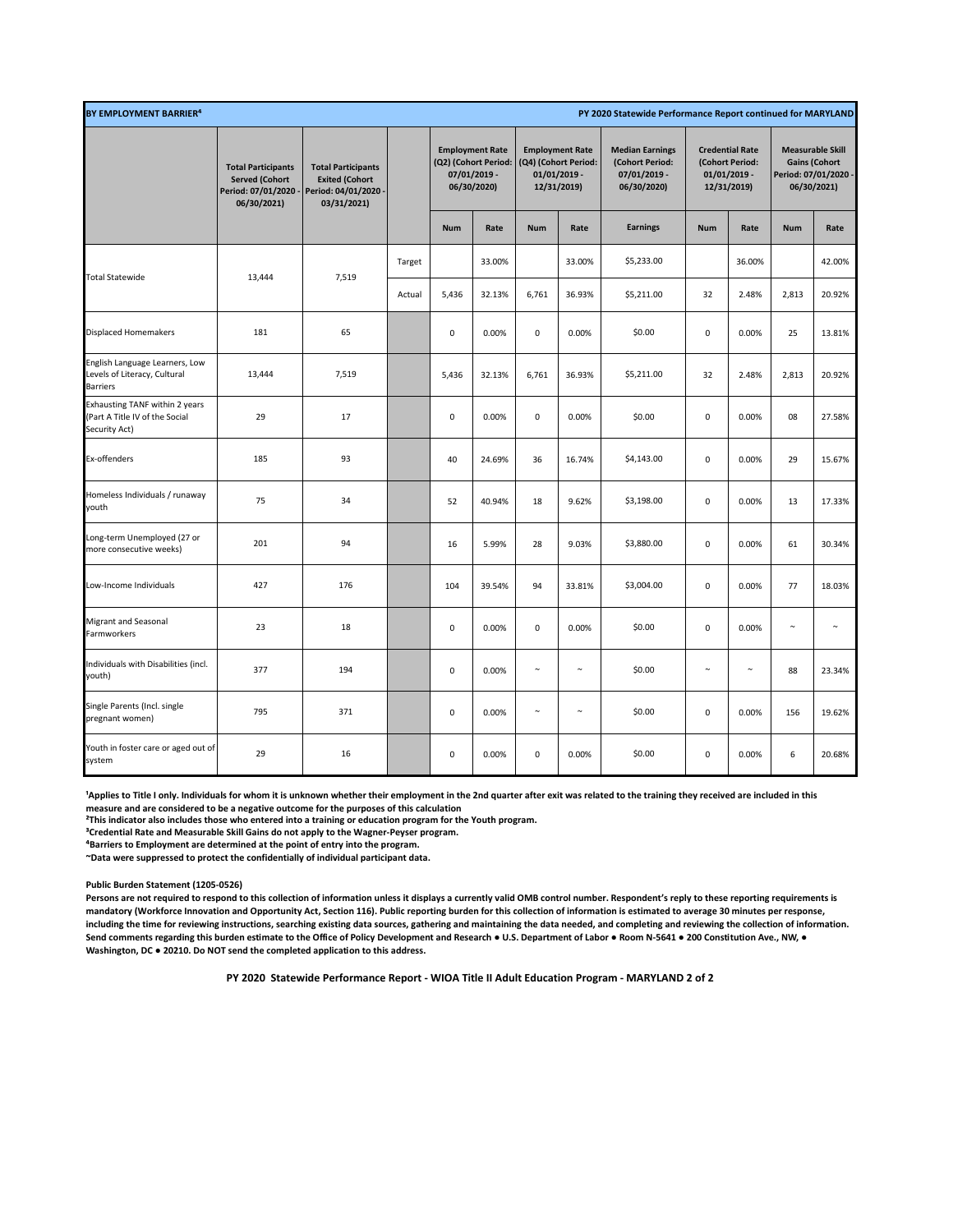| BY EMPLOYMENT BARRIER[4] | | | | | | | | | | | | | |
|---|---|---|---|---|---|---|---|---|---|---|---|---|---|
| | **Total Participants Served (Cohort Period: 07/01/2020 - 06/30/2021)** | **Total Participants Exited (Cohort Period: 04/01/2020 - 03/31/2021)** | | **Employment Rate (Q2) (Cohort Period: 07/01/2019 - 06/30/2020)** | | **Employment Rate (Q4) (Cohort Period: 01/01/2019 - 12/31/2019)** | | **Median Earnings (Cohort Period: 07/01/2019 - 06/30/2020)** | **Credential Rate (Cohort Period: 01/01/2019 - 12/31/2019)** | | **Measurable Skill Gains (Cohort Period: 07/01/2020 - 06/30/2021)** | |
| | | | | **Num** | **Rate** | **Num** | **Rate** | **Earnings** | **Num** | **Rate** | **Num** | **Rate** |
| Total Statewide | 13,444 | 7,519 | Target | | 33.00% | | 33.00% | $5,233.00 | | 36.00% | | 42.00% |
| | | | Actual | 5,436 | 32.13% | 6,761 | 36.93% | $5,211.00 | 32 | 2.48% | 2,813 | 20.92% |
| Displaced Homemakers | 181 | 65 | | 0 | 0.00% | 0 | 0.00% | $0.00 | 0 | 0.00% | 25 | 13.81% |
| English Language Learners, Low Levels of Literacy, Cultural Barriers | 13,444 | 7,519 | | 5,436 | 32.13% | 6,761 | 36.93% | $5,211.00 | 32 | 2.48% | 2,813 | 20.92% |
| Exhausting TANF within 2 years (Part A Title IV of the Social Security Act) | 29 | 17 | | 0 | 0.00% | 0 | 0.00% | $0.00 | 0 | 0.00% | 08 | 27.58% |
| Ex-offenders | 185 | 93 | | 40 | 24.69% | 36 | 16.74% | $4,143.00 | 0 | 0.00% | 29 | 15.67% |
| Homeless Individuals / runaway youth | 75 | 34 | | 52 | 40.94% | 18 | 9.62% | $3,198.00 | 0 | 0.00% | 13 | 17.33% |
| Long-term Unemployed (27 or more consecutive weeks) | 201 | 94 | | 16 | 5.99% | 28 | 9.03% | $3,880.00 | 0 | 0.00% | 61 | 30.34% |
| Low-Income Individuals | 427 | 176 | | 104 | 39.54% | 94 | 33.81% | $3,004.00 | 0 | 0.00% | 77 | 18.03% |
| Migrant and Seasonal Farmworkers | 23 | 18 | | 0 | 0.00% | 0 | 0.00% | $0.00 | 0 | 0.00% | ~ | ~ |
| Individuals with Disabilities (incl. youth) | 377 | 194 | | 0 | 0.00% | ~ | ~ | $0.00 | ~ | ~ | 88 | 23.34% |
| Single Parents (Incl. single pregnant women) | 795 | 371 | | 0 | 0.00% | ~ | ~ | $0.00 | 0 | 0.00% | 156 | 19.62% |
| Youth in foster care or aged out of system | 29 | 16 | | 0 | 0.00% | 0 | 0.00% | $0.00 | 0 | 0.00% | 6 | 20.68% |

**[1]Applies to Title I only. Individuals for whom it is unknown whether their employment in the 2nd quarter after exit was related to the training they received are included in this measure and are considered to be a negative outcome for the purposes of this calculation**

**[2]This indicator also includes those who entered into a training or education program for the Youth program.**

**[3]Credential Rate and Measurable Skill Gains do not apply to the Wagner-Peyser program.**

**[4]Barriers to Employment are determined at the point of entry into the program.**

**~Data were suppressed to protect the confidentially of individual participant data.**

**Public Burden Statement (1205-0526)**

**Persons are not required to respond to this collection of information unless it displays a currently valid OMB control number. Respondent's reply to these reporting requirements is mandatory (Workforce Innovation and Opportunity Act, Section 116). Public reporting burden for this collection of information is estimated to average 30 minutes per response, including the time for reviewing instructions, searching existing data sources, gathering and maintaining the data needed, and completing and reviewing the collection of information. Send comments regarding this burden estimate to the Office of Policy Development and Research ● U.S. Department of Labor ● Room N-5641 ● 200 Constitution Ave., NW, ● Washington, DC ● 20210. Do NOT send the completed application to this address.**